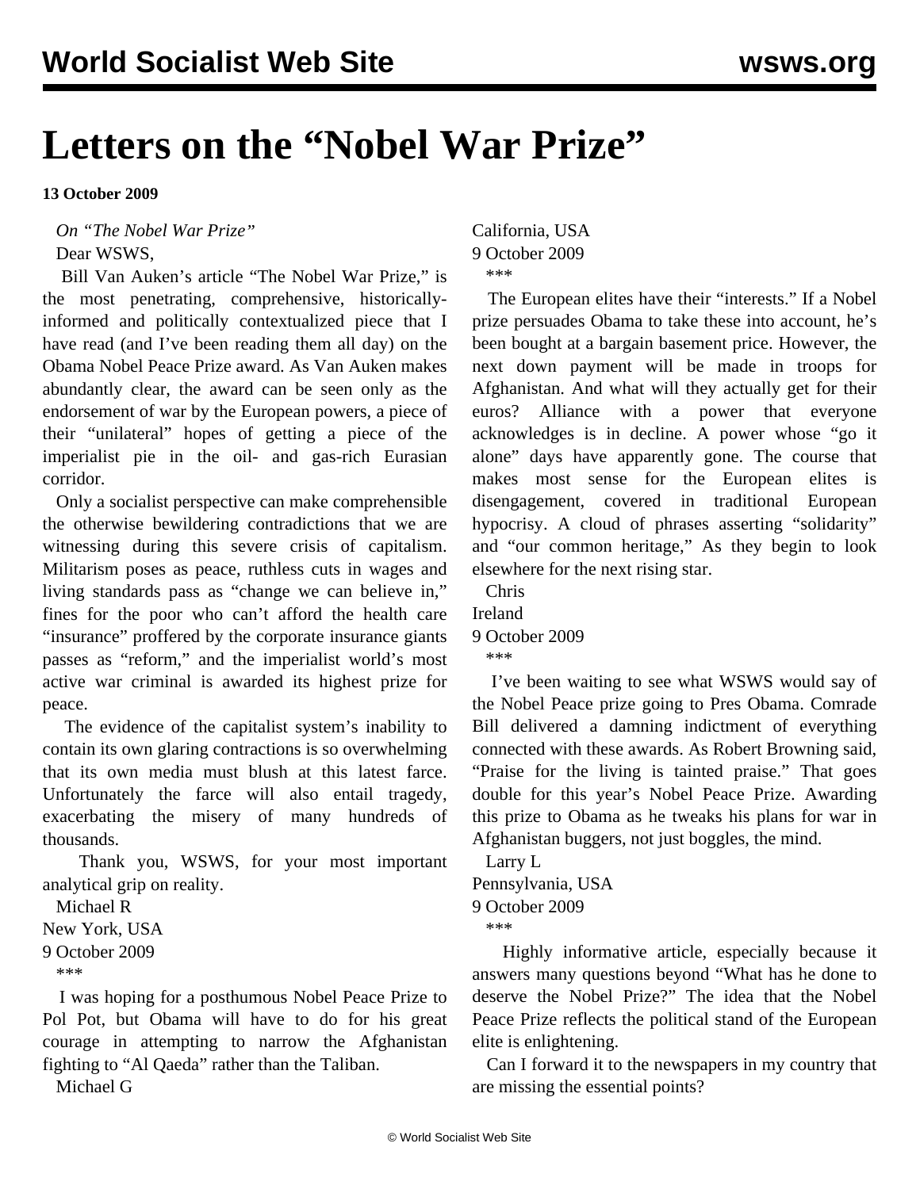# Letters on the "Nobel War Prize"

**13 October 2009**

*On "The Nobel War Prize"*

Dear WSWS,

Bill Van Auken's article "The Nobel War Prize," is the most penetrating, comprehensive, historically-informed and politically contextualized piece that I have read (and I've been reading them all day) on the Obama Nobel Peace Prize award. As Van Auken makes abundantly clear, the award can be seen only as the endorsement of war by the European powers, a piece of their "unilateral" hopes of getting a piece of the imperialist pie in the oil- and gas-rich Eurasian corridor.

Only a socialist perspective can make comprehensible the otherwise bewildering contradictions that we are witnessing during this severe crisis of capitalism. Militarism poses as peace, ruthless cuts in wages and living standards pass as "change we can believe in," fines for the poor who can't afford the health care "insurance" proffered by the corporate insurance giants passes as "reform," and the imperialist world's most active war criminal is awarded its highest prize for peace.

The evidence of the capitalist system's inability to contain its own glaring contractions is so overwhelming that its own media must blush at this latest farce. Unfortunately the farce will also entail tragedy, exacerbating the misery of many hundreds of thousands.

Thank you, WSWS, for your most important analytical grip on reality.

Michael R
New York, USA
9 October 2009

\*\*\*

I was hoping for a posthumous Nobel Peace Prize to Pol Pot, but Obama will have to do for his great courage in attempting to narrow the Afghanistan fighting to "Al Qaeda" rather than the Taliban.

Michael G
California, USA
9 October 2009

\*\*\*

The European elites have their "interests." If a Nobel prize persuades Obama to take these into account, he's been bought at a bargain basement price. However, the next down payment will be made in troops for Afghanistan. And what will they actually get for their euros? Alliance with a power that everyone acknowledges is in decline. A power whose "go it alone" days have apparently gone. The course that makes most sense for the European elites is disengagement, covered in traditional European hypocrisy. A cloud of phrases asserting "solidarity" and "our common heritage," As they begin to look elsewhere for the next rising star.

Chris
Ireland
9 October 2009

\*\*\*

I've been waiting to see what WSWS would say of the Nobel Peace prize going to Pres Obama. Comrade Bill delivered a damning indictment of everything connected with these awards. As Robert Browning said, "Praise for the living is tainted praise." That goes double for this year's Nobel Peace Prize. Awarding this prize to Obama as he tweaks his plans for war in Afghanistan buggers, not just boggles, the mind.

Larry L
Pennsylvania, USA
9 October 2009

\*\*\*

Highly informative article, especially because it answers many questions beyond "What has he done to deserve the Nobel Prize?" The idea that the Nobel Peace Prize reflects the political stand of the European elite is enlightening.

Can I forward it to the newspapers in my country that are missing the essential points?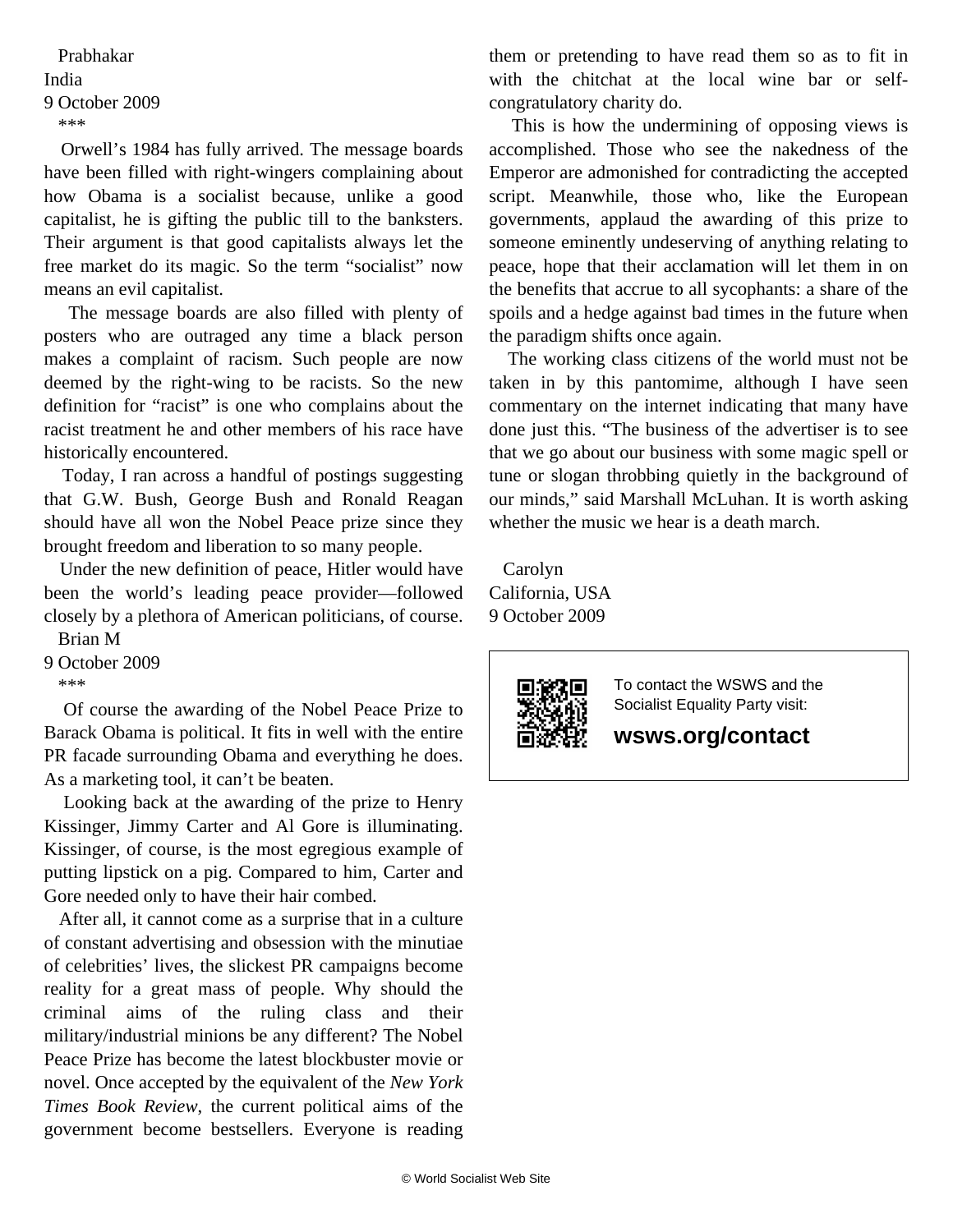Prabhakar
India
9 October 2009

\*\*\*

Orwell's 1984 has fully arrived. The message boards have been filled with right-wingers complaining about how Obama is a socialist because, unlike a good capitalist, he is gifting the public till to the banksters. Their argument is that good capitalists always let the free market do its magic. So the term "socialist" now means an evil capitalist.

The message boards are also filled with plenty of posters who are outraged any time a black person makes a complaint of racism. Such people are now deemed by the right-wing to be racists. So the new definition for "racist" is one who complains about the racist treatment he and other members of his race have historically encountered.

Today, I ran across a handful of postings suggesting that G.W. Bush, George Bush and Ronald Reagan should have all won the Nobel Peace prize since they brought freedom and liberation to so many people.

Under the new definition of peace, Hitler would have been the world's leading peace provider—followed closely by a plethora of American politicians, of course.

Brian M
9 October 2009

\*\*\*

Of course the awarding of the Nobel Peace Prize to Barack Obama is political. It fits in well with the entire PR facade surrounding Obama and everything he does. As a marketing tool, it can't be beaten.

Looking back at the awarding of the prize to Henry Kissinger, Jimmy Carter and Al Gore is illuminating. Kissinger, of course, is the most egregious example of putting lipstick on a pig. Compared to him, Carter and Gore needed only to have their hair combed.

After all, it cannot come as a surprise that in a culture of constant advertising and obsession with the minutiae of celebrities' lives, the slickest PR campaigns become reality for a great mass of people. Why should the criminal aims of the ruling class and their military/industrial minions be any different? The Nobel Peace Prize has become the latest blockbuster movie or novel. Once accepted by the equivalent of the *New York Times Book Review*, the current political aims of the government become bestsellers. Everyone is reading them or pretending to have read them so as to fit in with the chitchat at the local wine bar or self-congratulatory charity do.

This is how the undermining of opposing views is accomplished. Those who see the nakedness of the Emperor are admonished for contradicting the accepted script. Meanwhile, those who, like the European governments, applaud the awarding of this prize to someone eminently undeserving of anything relating to peace, hope that their acclamation will let them in on the benefits that accrue to all sycophants: a share of the spoils and a hedge against bad times in the future when the paradigm shifts once again.

The working class citizens of the world must not be taken in by this pantomime, although I have seen commentary on the internet indicating that many have done just this. "The business of the advertiser is to see that we go about our business with some magic spell or tune or slogan throbbing quietly in the background of our minds," said Marshall McLuhan. It is worth asking whether the music we hear is a death march.

Carolyn
California, USA
9 October 2009

To contact the WSWS and the Socialist Equality Party visit:

**wsws.org/contact**